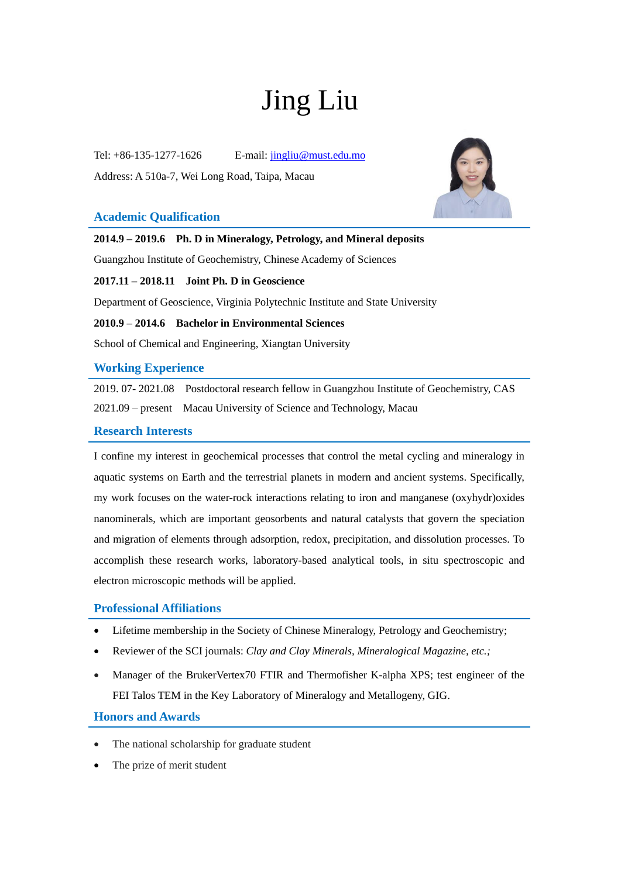# Jing Liu

Tel: +86-135-1277-1626    E-mail: jingliu@must.edu.mo

Address: A 510a-7, Wei Long Road, Taipa, Macau

## Academic Qualification

**2014.9 – 2019.6  Ph. D in Mineralogy, Petrology, and Mineral deposits**

Guangzhou Institute of Geochemistry, Chinese Academy of Sciences

**2017.11 – 2018.11  Joint Ph. D in Geoscience**

Department of Geoscience, Virginia Polytechnic Institute and State University

**2010.9 – 2014.6  Bachelor in Environmental Sciences**

School of Chemical and Engineering, Xiangtan University

## Working Experience

2019. 07- 2021.08  Postdoctoral research fellow in Guangzhou Institute of Geochemistry, CAS

2021.09 – present  Macau University of Science and Technology, Macau

## Research Interests

I confine my interest in geochemical processes that control the metal cycling and mineralogy in aquatic systems on Earth and the terrestrial planets in modern and ancient systems. Specifically, my work focuses on the water-rock interactions relating to iron and manganese (oxyhydr)oxides nanominerals, which are important geosorbents and natural catalysts that govern the speciation and migration of elements through adsorption, redox, precipitation, and dissolution processes. To accomplish these research works, laboratory-based analytical tools, in situ spectroscopic and electron microscopic methods will be applied.

## Professional Affiliations

- Lifetime membership in the Society of Chinese Mineralogy, Petrology and Geochemistry;
- Reviewer of the SCI journals: *Clay and Clay Minerals*, *Mineralogical Magazine*, *etc.;*
- Manager of the BrukerVertex70 FTIR and Thermofisher K-alpha XPS; test engineer of the FEI Talos TEM in the Key Laboratory of Mineralogy and Metallogeny, GIG.

## Honors and Awards

- The national scholarship for graduate student
- The prize of merit student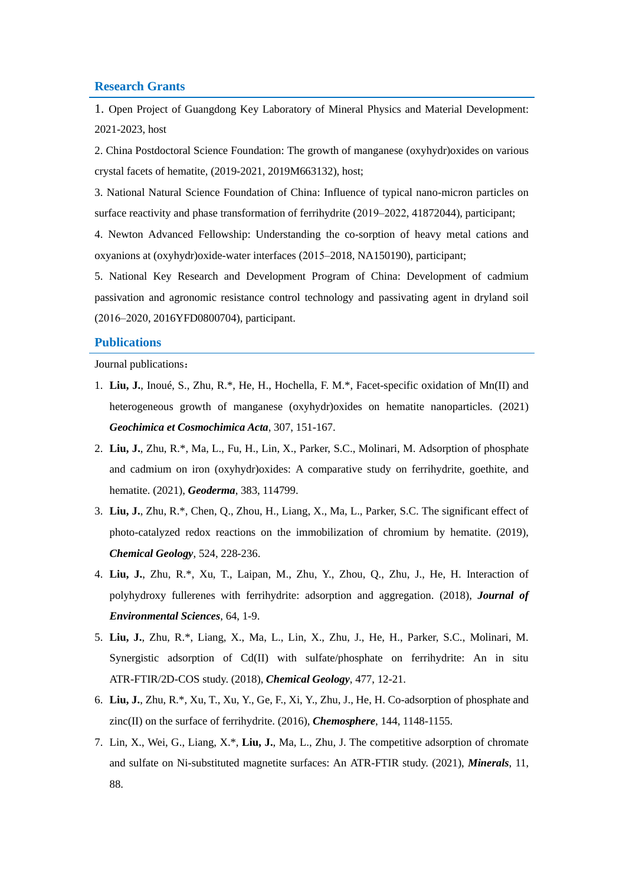## Research Grants

1. Open Project of Guangdong Key Laboratory of Mineral Physics and Material Development: 2021-2023, host

2. China Postdoctoral Science Foundation: The growth of manganese (oxyhydr)oxides on various crystal facets of hematite, (2019-2021, 2019M663132), host;

3. National Natural Science Foundation of China: Influence of typical nano-micron particles on surface reactivity and phase transformation of ferrihydrite (2019–2022, 41872044), participant;

4. Newton Advanced Fellowship: Understanding the co-sorption of heavy metal cations and oxyanions at (oxyhydr)oxide-water interfaces (2015–2018, NA150190), participant;

5. National Key Research and Development Program of China: Development of cadmium passivation and agronomic resistance control technology and passivating agent in dryland soil (2016–2020, 2016YFD0800704), participant.

## Publications

Journal publications：

1. **Liu, J.**, Inoué, S., Zhu, R.*, He, H., Hochella, F. M.*, Facet-specific oxidation of Mn(II) and heterogeneous growth of manganese (oxyhydr)oxides on hematite nanoparticles. (2021) ***Geochimica et Cosmochimica Acta***, 307, 151-167.
2. **Liu, J.**, Zhu, R.*, Ma, L., Fu, H., Lin, X., Parker, S.C., Molinari, M. Adsorption of phosphate and cadmium on iron (oxyhydr)oxides: A comparative study on ferrihydrite, goethite, and hematite. (2021), ***Geoderma***, 383, 114799.
3. **Liu, J.**, Zhu, R.*, Chen, Q., Zhou, H., Liang, X., Ma, L., Parker, S.C. The significant effect of photo-catalyzed redox reactions on the immobilization of chromium by hematite. (2019), ***Chemical Geology***, 524, 228-236.
4. **Liu, J.**, Zhu, R.*, Xu, T., Laipan, M., Zhu, Y., Zhou, Q., Zhu, J., He, H. Interaction of polyhydroxy fullerenes with ferrihydrite: adsorption and aggregation. (2018), ***Journal of Environmental Sciences***, 64, 1-9.
5. **Liu, J.**, Zhu, R.*, Liang, X., Ma, L., Lin, X., Zhu, J., He, H., Parker, S.C., Molinari, M. Synergistic adsorption of Cd(II) with sulfate/phosphate on ferrihydrite: An in situ ATR-FTIR/2D-COS study. (2018), ***Chemical Geology***, 477, 12-21.
6. **Liu, J.**, Zhu, R.*, Xu, T., Xu, Y., Ge, F., Xi, Y., Zhu, J., He, H. Co-adsorption of phosphate and zinc(II) on the surface of ferrihydrite. (2016), ***Chemosphere***, 144, 1148-1155.
7. Lin, X., Wei, G., Liang, X.*, **Liu, J.**, Ma, L., Zhu, J. The competitive adsorption of chromate and sulfate on Ni-substituted magnetite surfaces: An ATR-FTIR study. (2021), ***Minerals***, 11, 88.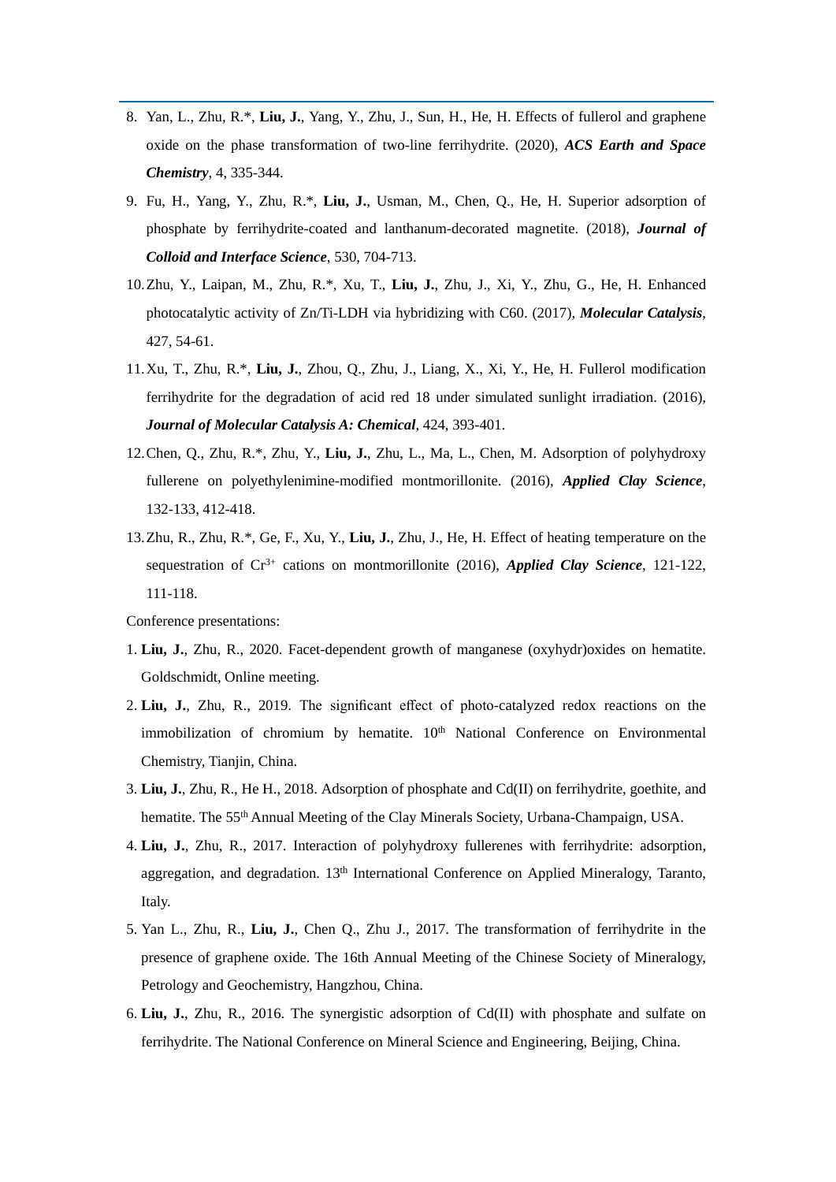8. Yan, L., Zhu, R.*, **Liu, J.**, Yang, Y., Zhu, J., Sun, H., He, H. Effects of fullerol and graphene oxide on the phase transformation of two-line ferrihydrite. (2020), ***ACS Earth and Space Chemistry***, 4, 335-344.
9. Fu, H., Yang, Y., Zhu, R.*, **Liu, J.**, Usman, M., Chen, Q., He, H. Superior adsorption of phosphate by ferrihydrite-coated and lanthanum-decorated magnetite. (2018), ***Journal of Colloid and Interface Science***, 530, 704-713.
10. Zhu, Y., Laipan, M., Zhu, R.*, Xu, T., **Liu, J.**, Zhu, J., Xi, Y., Zhu, G., He, H. Enhanced photocatalytic activity of Zn/Ti-LDH via hybridizing with C60. (2017), ***Molecular Catalysis***, 427, 54-61.
11. Xu, T., Zhu, R.*, **Liu, J.**, Zhou, Q., Zhu, J., Liang, X., Xi, Y., He, H. Fullerol modification ferrihydrite for the degradation of acid red 18 under simulated sunlight irradiation. (2016), ***Journal of Molecular Catalysis A: Chemical***, 424, 393-401.
12. Chen, Q., Zhu, R.*, Zhu, Y., **Liu, J.**, Zhu, L., Ma, L., Chen, M. Adsorption of polyhydroxy fullerene on polyethylenimine-modified montmorillonite. (2016), ***Applied Clay Science***, 132-133, 412-418.
13. Zhu, R., Zhu, R.*, Ge, F., Xu, Y., **Liu, J.**, Zhu, J., He, H. Effect of heating temperature on the sequestration of $Cr^{3+}$ cations on montmorillonite (2016), ***Applied Clay Science***, 121-122, 111-118.

Conference presentations:

1. **Liu, J.**, Zhu, R., 2020. Facet-dependent growth of manganese (oxyhydr)oxides on hematite. Goldschmidt, Online meeting.
2. **Liu, J.**, Zhu, R., 2019. The significant effect of photo-catalyzed redox reactions on the immobilization of chromium by hematite. 10th National Conference on Environmental Chemistry, Tianjin, China.
3. **Liu, J.**, Zhu, R., He H., 2018. Adsorption of phosphate and Cd(II) on ferrihydrite, goethite, and hematite. The 55th Annual Meeting of the Clay Minerals Society, Urbana-Champaign, USA.
4. **Liu, J.**, Zhu, R., 2017. Interaction of polyhydroxy fullerenes with ferrihydrite: adsorption, aggregation, and degradation. 13th International Conference on Applied Mineralogy, Taranto, Italy.
5. Yan L., Zhu, R., **Liu, J.**, Chen Q., Zhu J., 2017. The transformation of ferrihydrite in the presence of graphene oxide. The 16th Annual Meeting of the Chinese Society of Mineralogy, Petrology and Geochemistry, Hangzhou, China.
6. **Liu, J.**, Zhu, R., 2016. The synergistic adsorption of Cd(II) with phosphate and sulfate on ferrihydrite. The National Conference on Mineral Science and Engineering, Beijing, China.